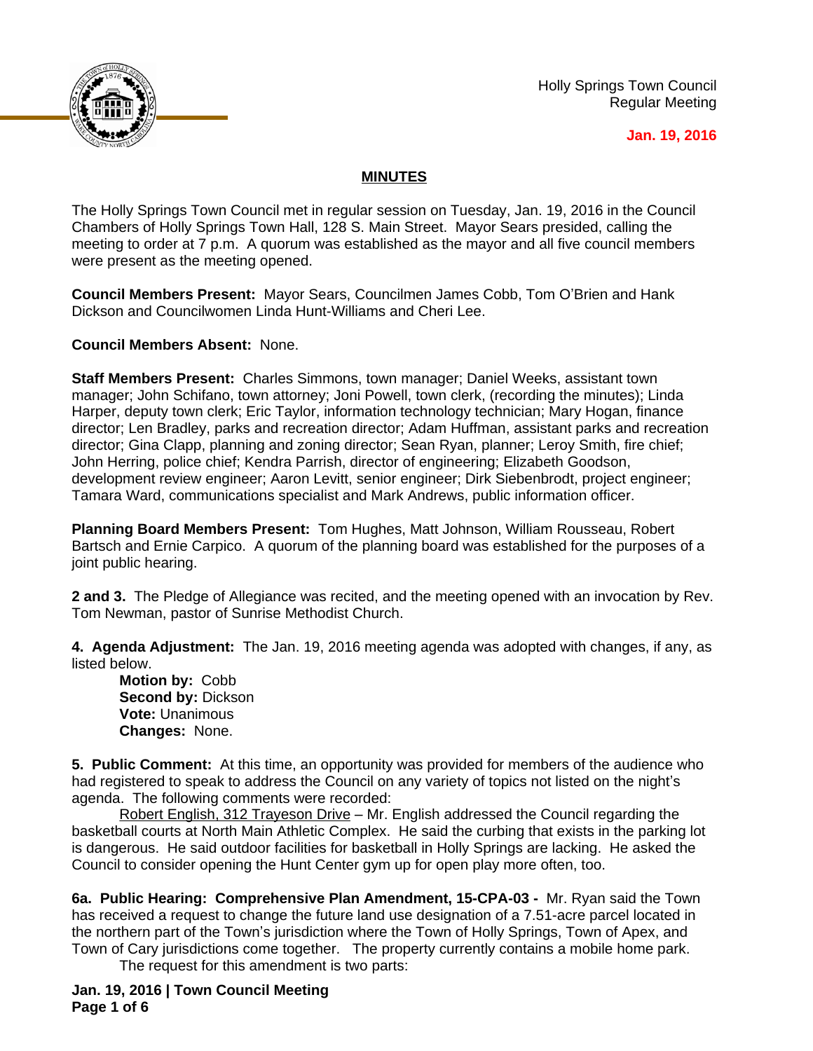Holly Springs Town Council
Regular Meeting

**Jan. 19, 2016**

## MINUTES

The Holly Springs Town Council met in regular session on Tuesday, Jan. 19, 2016 in the Council Chambers of Holly Springs Town Hall, 128 S. Main Street. Mayor Sears presided, calling the meeting to order at 7 p.m. A quorum was established as the mayor and all five council members were present as the meeting opened.

**Council Members Present:** Mayor Sears, Councilmen James Cobb, Tom O'Brien and Hank Dickson and Councilwomen Linda Hunt-Williams and Cheri Lee.

**Council Members Absent:** None.

**Staff Members Present:** Charles Simmons, town manager; Daniel Weeks, assistant town manager; John Schifano, town attorney; Joni Powell, town clerk, (recording the minutes); Linda Harper, deputy town clerk; Eric Taylor, information technology technician; Mary Hogan, finance director; Len Bradley, parks and recreation director; Adam Huffman, assistant parks and recreation director; Gina Clapp, planning and zoning director; Sean Ryan, planner; Leroy Smith, fire chief; John Herring, police chief; Kendra Parrish, director of engineering; Elizabeth Goodson, development review engineer; Aaron Levitt, senior engineer; Dirk Siebenbrodt, project engineer; Tamara Ward, communications specialist and Mark Andrews, public information officer.

**Planning Board Members Present:** Tom Hughes, Matt Johnson, William Rousseau, Robert Bartsch and Ernie Carpico. A quorum of the planning board was established for the purposes of a joint public hearing.

**2 and 3.** The Pledge of Allegiance was recited, and the meeting opened with an invocation by Rev. Tom Newman, pastor of Sunrise Methodist Church.

**4. Agenda Adjustment:** The Jan. 19, 2016 meeting agenda was adopted with changes, if any, as listed below.

**Motion by:** Cobb
**Second by:** Dickson
**Vote:** Unanimous
**Changes:** None.

**5. Public Comment:** At this time, an opportunity was provided for members of the audience who had registered to speak to address the Council on any variety of topics not listed on the night's agenda. The following comments were recorded:

Robert English, 312 Trayeson Drive – Mr. English addressed the Council regarding the basketball courts at North Main Athletic Complex. He said the curbing that exists in the parking lot is dangerous. He said outdoor facilities for basketball in Holly Springs are lacking. He asked the Council to consider opening the Hunt Center gym up for open play more often, too.

**6a. Public Hearing: Comprehensive Plan Amendment, 15-CPA-03 -** Mr. Ryan said the Town has received a request to change the future land use designation of a 7.51-acre parcel located in the northern part of the Town's jurisdiction where the Town of Holly Springs, Town of Apex, and Town of Cary jurisdictions come together. The property currently contains a mobile home park.

The request for this amendment is two parts: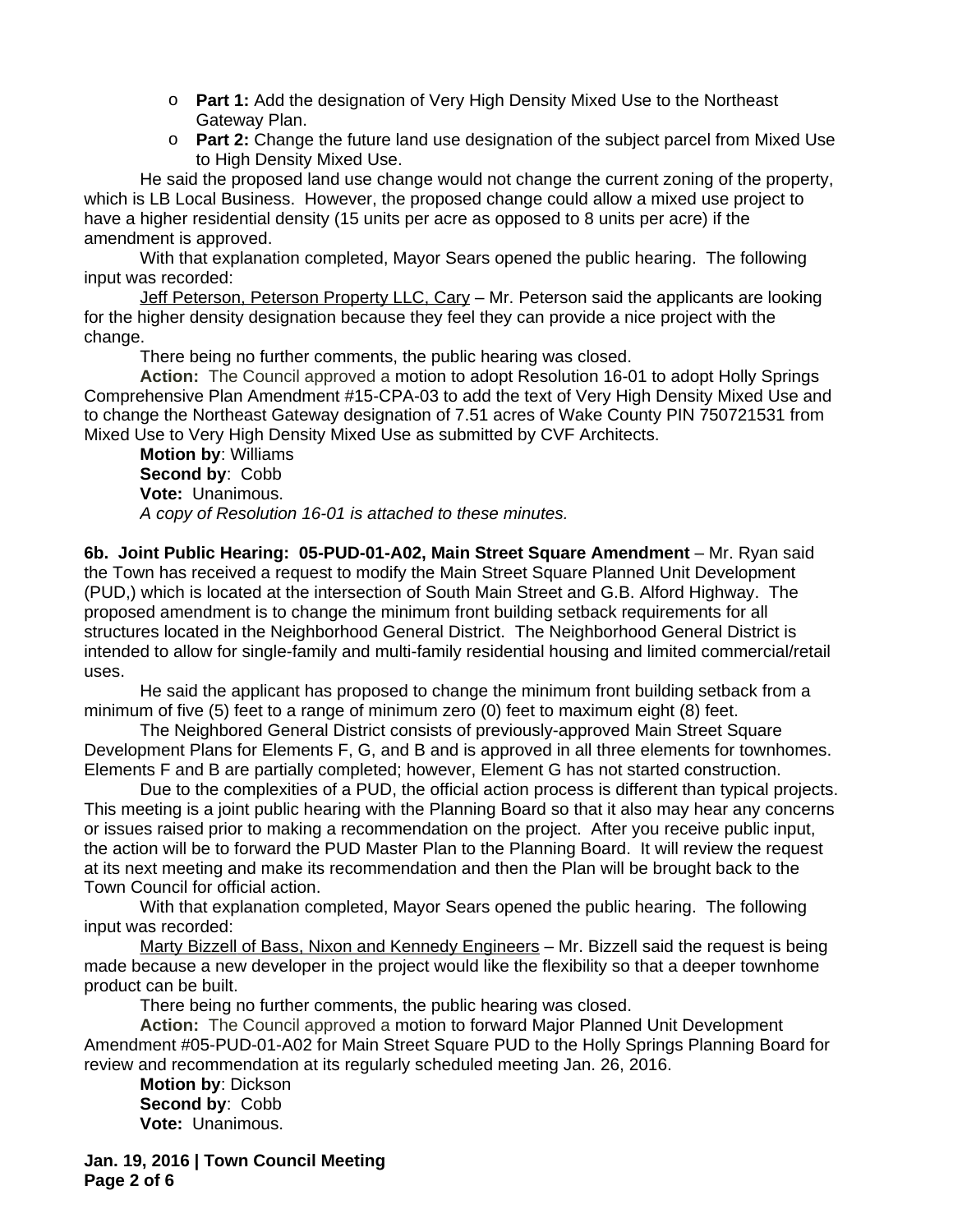- **Part 1:** Add the designation of Very High Density Mixed Use to the Northeast Gateway Plan.
- **Part 2:** Change the future land use designation of the subject parcel from Mixed Use to High Density Mixed Use.

He said the proposed land use change would not change the current zoning of the property, which is LB Local Business. However, the proposed change could allow a mixed use project to have a higher residential density (15 units per acre as opposed to 8 units per acre) if the amendment is approved.

With that explanation completed, Mayor Sears opened the public hearing. The following input was recorded:

Jeff Peterson, Peterson Property LLC, Cary – Mr. Peterson said the applicants are looking for the higher density designation because they feel they can provide a nice project with the change.

There being no further comments, the public hearing was closed.

**Action:** The Council approved a motion to adopt Resolution 16-01 to adopt Holly Springs Comprehensive Plan Amendment #15-CPA-03 to add the text of Very High Density Mixed Use and to change the Northeast Gateway designation of 7.51 acres of Wake County PIN 750721531 from Mixed Use to Very High Density Mixed Use as submitted by CVF Architects.

**Motion by**: Williams
**Second by**: Cobb
**Vote:** Unanimous.
*A copy of Resolution 16-01 is attached to these minutes.*

**6b. Joint Public Hearing: 05-PUD-01-A02, Main Street Square Amendment** – Mr. Ryan said the Town has received a request to modify the Main Street Square Planned Unit Development (PUD,) which is located at the intersection of South Main Street and G.B. Alford Highway. The proposed amendment is to change the minimum front building setback requirements for all structures located in the Neighborhood General District. The Neighborhood General District is intended to allow for single-family and multi-family residential housing and limited commercial/retail uses.

He said the applicant has proposed to change the minimum front building setback from a minimum of five (5) feet to a range of minimum zero (0) feet to maximum eight (8) feet.

The Neighbored General District consists of previously-approved Main Street Square Development Plans for Elements F, G, and B and is approved in all three elements for townhomes. Elements F and B are partially completed; however, Element G has not started construction.

Due to the complexities of a PUD, the official action process is different than typical projects. This meeting is a joint public hearing with the Planning Board so that it also may hear any concerns or issues raised prior to making a recommendation on the project. After you receive public input, the action will be to forward the PUD Master Plan to the Planning Board. It will review the request at its next meeting and make its recommendation and then the Plan will be brought back to the Town Council for official action.

With that explanation completed, Mayor Sears opened the public hearing. The following input was recorded:

Marty Bizzell of Bass, Nixon and Kennedy Engineers – Mr. Bizzell said the request is being made because a new developer in the project would like the flexibility so that a deeper townhome product can be built.

There being no further comments, the public hearing was closed.

**Action:** The Council approved a motion to forward Major Planned Unit Development Amendment #05-PUD-01-A02 for Main Street Square PUD to the Holly Springs Planning Board for review and recommendation at its regularly scheduled meeting Jan. 26, 2016.

**Motion by**: Dickson
**Second by**: Cobb
**Vote:** Unanimous.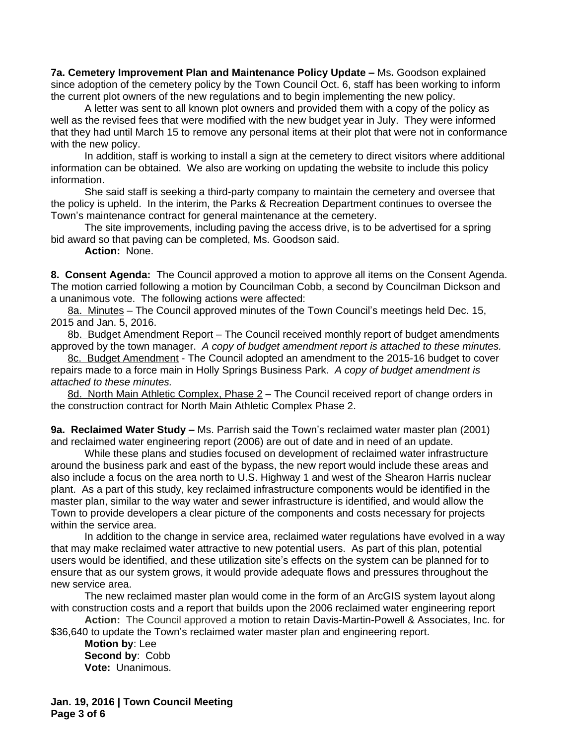**7a. Cemetery Improvement Plan and Maintenance Policy Update –** Ms**.** Goodson explained since adoption of the cemetery policy by the Town Council Oct. 6, staff has been working to inform the current plot owners of the new regulations and to begin implementing the new policy.

A letter was sent to all known plot owners and provided them with a copy of the policy as well as the revised fees that were modified with the new budget year in July. They were informed that they had until March 15 to remove any personal items at their plot that were not in conformance with the new policy.

In addition, staff is working to install a sign at the cemetery to direct visitors where additional information can be obtained. We also are working on updating the website to include this policy information.

She said staff is seeking a third-party company to maintain the cemetery and oversee that the policy is upheld. In the interim, the Parks & Recreation Department continues to oversee the Town's maintenance contract for general maintenance at the cemetery.

The site improvements, including paving the access drive, is to be advertised for a spring bid award so that paving can be completed, Ms. Goodson said.

**Action:** None.

**8. Consent Agenda:** The Council approved a motion to approve all items on the Consent Agenda. The motion carried following a motion by Councilman Cobb, a second by Councilman Dickson and a unanimous vote. The following actions were affected:

8a. Minutes – The Council approved minutes of the Town Council's meetings held Dec. 15, 2015 and Jan. 5, 2016.

8b. Budget Amendment Report – The Council received monthly report of budget amendments approved by the town manager. *A copy of budget amendment report is attached to these minutes.*

8c. Budget Amendment - The Council adopted an amendment to the 2015-16 budget to cover repairs made to a force main in Holly Springs Business Park. *A copy of budget amendment is attached to these minutes.*

8d. North Main Athletic Complex, Phase 2 – The Council received report of change orders in the construction contract for North Main Athletic Complex Phase 2.

**9a. Reclaimed Water Study –** Ms. Parrish said the Town's reclaimed water master plan (2001) and reclaimed water engineering report (2006) are out of date and in need of an update.

While these plans and studies focused on development of reclaimed water infrastructure around the business park and east of the bypass, the new report would include these areas and also include a focus on the area north to U.S. Highway 1 and west of the Shearon Harris nuclear plant. As a part of this study, key reclaimed infrastructure components would be identified in the master plan, similar to the way water and sewer infrastructure is identified, and would allow the Town to provide developers a clear picture of the components and costs necessary for projects within the service area.

In addition to the change in service area, reclaimed water regulations have evolved in a way that may make reclaimed water attractive to new potential users. As part of this plan, potential users would be identified, and these utilization site's effects on the system can be planned for to ensure that as our system grows, it would provide adequate flows and pressures throughout the new service area.

The new reclaimed master plan would come in the form of an ArcGIS system layout along with construction costs and a report that builds upon the 2006 reclaimed water engineering report

**Action:** The Council approved a motion to retain Davis-Martin-Powell & Associates, Inc. for $36,640 to update the Town's reclaimed water master plan and engineering report.

**Motion by**: Lee
**Second by**: Cobb
**Vote:** Unanimous.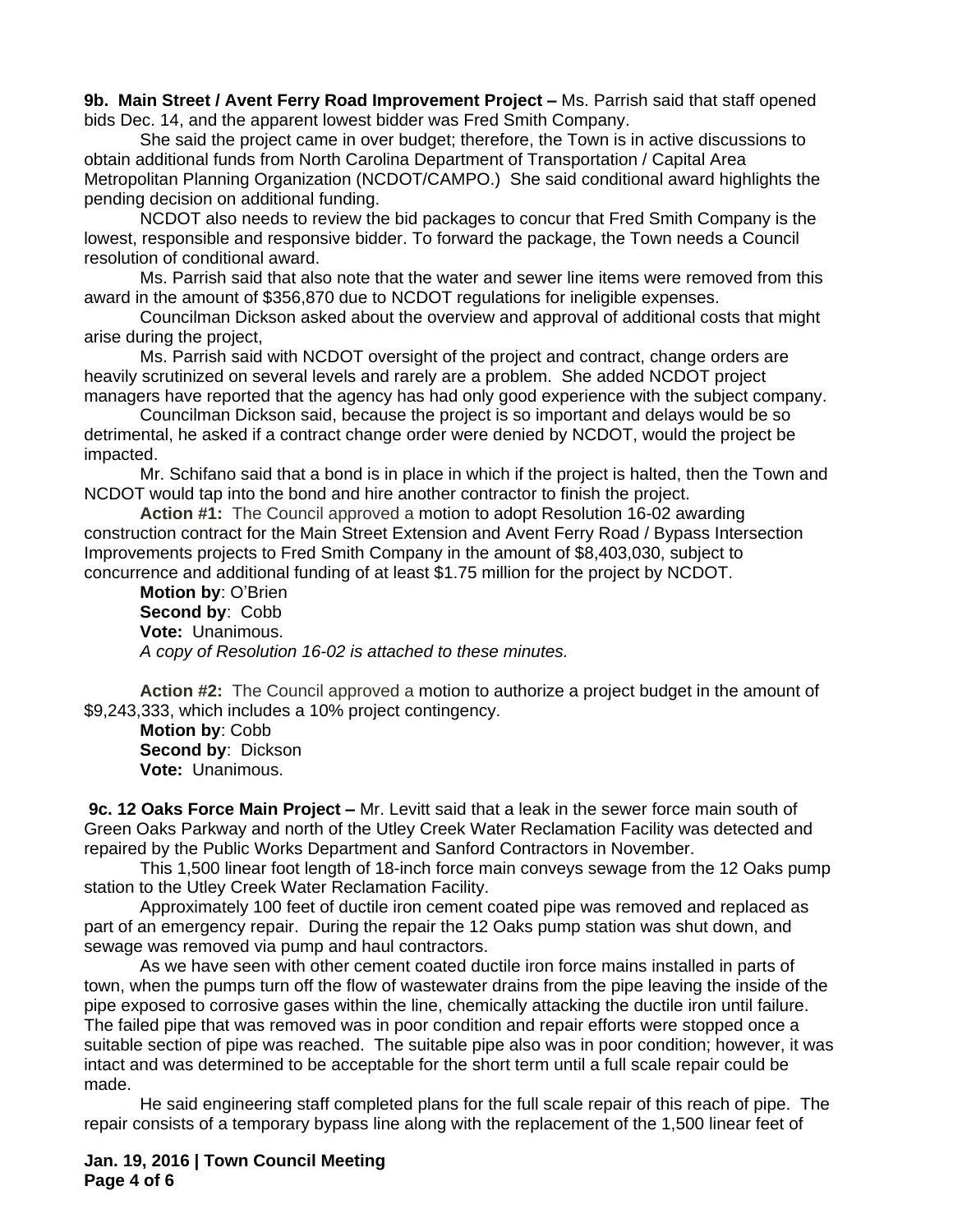**9b. Main Street / Avent Ferry Road Improvement Project –** Ms. Parrish said that staff opened bids Dec. 14, and the apparent lowest bidder was Fred Smith Company.

She said the project came in over budget; therefore, the Town is in active discussions to obtain additional funds from North Carolina Department of Transportation / Capital Area Metropolitan Planning Organization (NCDOT/CAMPO.) She said conditional award highlights the pending decision on additional funding.

NCDOT also needs to review the bid packages to concur that Fred Smith Company is the lowest, responsible and responsive bidder. To forward the package, the Town needs a Council resolution of conditional award.

Ms. Parrish said that also note that the water and sewer line items were removed from this award in the amount of $356,870 due to NCDOT regulations for ineligible expenses.

Councilman Dickson asked about the overview and approval of additional costs that might arise during the project,

Ms. Parrish said with NCDOT oversight of the project and contract, change orders are heavily scrutinized on several levels and rarely are a problem. She added NCDOT project managers have reported that the agency has had only good experience with the subject company.

Councilman Dickson said, because the project is so important and delays would be so detrimental, he asked if a contract change order were denied by NCDOT, would the project be impacted.

Mr. Schifano said that a bond is in place in which if the project is halted, then the Town and NCDOT would tap into the bond and hire another contractor to finish the project.

**Action #1:** The Council approved a motion to adopt Resolution 16-02 awarding construction contract for the Main Street Extension and Avent Ferry Road / Bypass Intersection Improvements projects to Fred Smith Company in the amount of $8,403,030, subject to concurrence and additional funding of at least $1.75 million for the project by NCDOT.

**Motion by**: O'Brien
**Second by**: Cobb
**Vote:** Unanimous.
*A copy of Resolution 16-02 is attached to these minutes.*

**Action #2:** The Council approved a motion to authorize a project budget in the amount of $9,243,333, which includes a 10% project contingency.

**Motion by**: Cobb
**Second by**: Dickson
**Vote:** Unanimous.

**9c. 12 Oaks Force Main Project –** Mr. Levitt said that a leak in the sewer force main south of Green Oaks Parkway and north of the Utley Creek Water Reclamation Facility was detected and repaired by the Public Works Department and Sanford Contractors in November.

This 1,500 linear foot length of 18-inch force main conveys sewage from the 12 Oaks pump station to the Utley Creek Water Reclamation Facility.

Approximately 100 feet of ductile iron cement coated pipe was removed and replaced as part of an emergency repair. During the repair the 12 Oaks pump station was shut down, and sewage was removed via pump and haul contractors.

As we have seen with other cement coated ductile iron force mains installed in parts of town, when the pumps turn off the flow of wastewater drains from the pipe leaving the inside of the pipe exposed to corrosive gases within the line, chemically attacking the ductile iron until failure. The failed pipe that was removed was in poor condition and repair efforts were stopped once a suitable section of pipe was reached. The suitable pipe also was in poor condition; however, it was intact and was determined to be acceptable for the short term until a full scale repair could be made.

He said engineering staff completed plans for the full scale repair of this reach of pipe. The repair consists of a temporary bypass line along with the replacement of the 1,500 linear feet of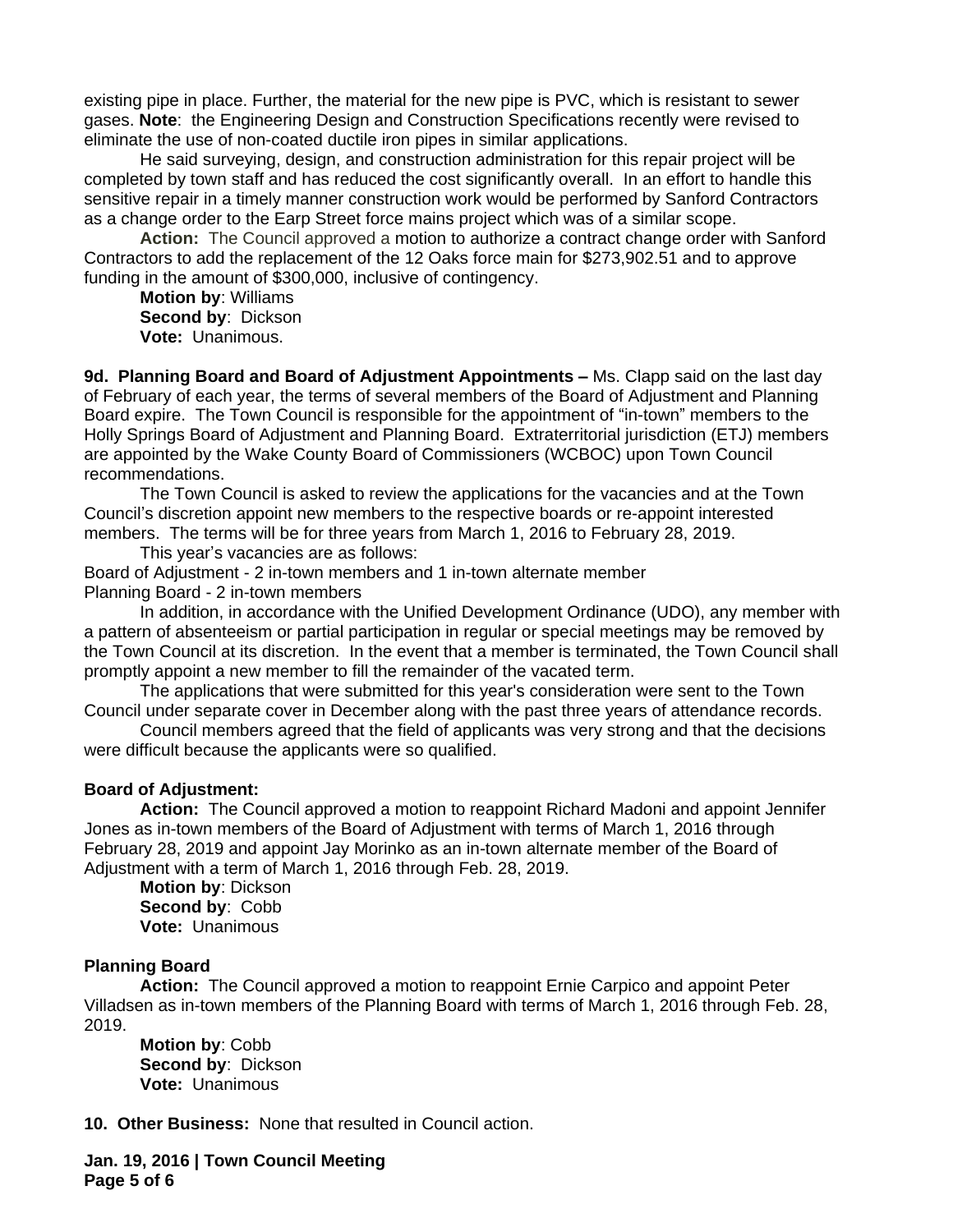existing pipe in place. Further, the material for the new pipe is PVC, which is resistant to sewer gases. **Note**: the Engineering Design and Construction Specifications recently were revised to eliminate the use of non-coated ductile iron pipes in similar applications.

He said surveying, design, and construction administration for this repair project will be completed by town staff and has reduced the cost significantly overall. In an effort to handle this sensitive repair in a timely manner construction work would be performed by Sanford Contractors as a change order to the Earp Street force mains project which was of a similar scope.

**Action:** The Council approved a motion to authorize a contract change order with Sanford Contractors to add the replacement of the 12 Oaks force main for $273,902.51 and to approve funding in the amount of $300,000, inclusive of contingency.

**Motion by**: Williams
**Second by**: Dickson
**Vote:** Unanimous.

**9d. Planning Board and Board of Adjustment Appointments –** Ms. Clapp said on the last day of February of each year, the terms of several members of the Board of Adjustment and Planning Board expire. The Town Council is responsible for the appointment of "in-town" members to the Holly Springs Board of Adjustment and Planning Board. Extraterritorial jurisdiction (ETJ) members are appointed by the Wake County Board of Commissioners (WCBOC) upon Town Council recommendations.

The Town Council is asked to review the applications for the vacancies and at the Town Council's discretion appoint new members to the respective boards or re-appoint interested members. The terms will be for three years from March 1, 2016 to February 28, 2019.

This year's vacancies are as follows:

Board of Adjustment - 2 in-town members and 1 in-town alternate member
Planning Board - 2 in-town members

In addition, in accordance with the Unified Development Ordinance (UDO), any member with a pattern of absenteeism or partial participation in regular or special meetings may be removed by the Town Council at its discretion. In the event that a member is terminated, the Town Council shall promptly appoint a new member to fill the remainder of the vacated term.

The applications that were submitted for this year's consideration were sent to the Town Council under separate cover in December along with the past three years of attendance records.

Council members agreed that the field of applicants was very strong and that the decisions were difficult because the applicants were so qualified.

**Board of Adjustment:**

**Action:** The Council approved a motion to reappoint Richard Madoni and appoint Jennifer Jones as in-town members of the Board of Adjustment with terms of March 1, 2016 through February 28, 2019 and appoint Jay Morinko as an in-town alternate member of the Board of Adjustment with a term of March 1, 2016 through Feb. 28, 2019.

**Motion by**: Dickson
**Second by**: Cobb
**Vote:** Unanimous

**Planning Board**

**Action:** The Council approved a motion to reappoint Ernie Carpico and appoint Peter Villadsen as in-town members of the Planning Board with terms of March 1, 2016 through Feb. 28, 2019.

**Motion by**: Cobb
**Second by**: Dickson
**Vote:** Unanimous

**10. Other Business:** None that resulted in Council action.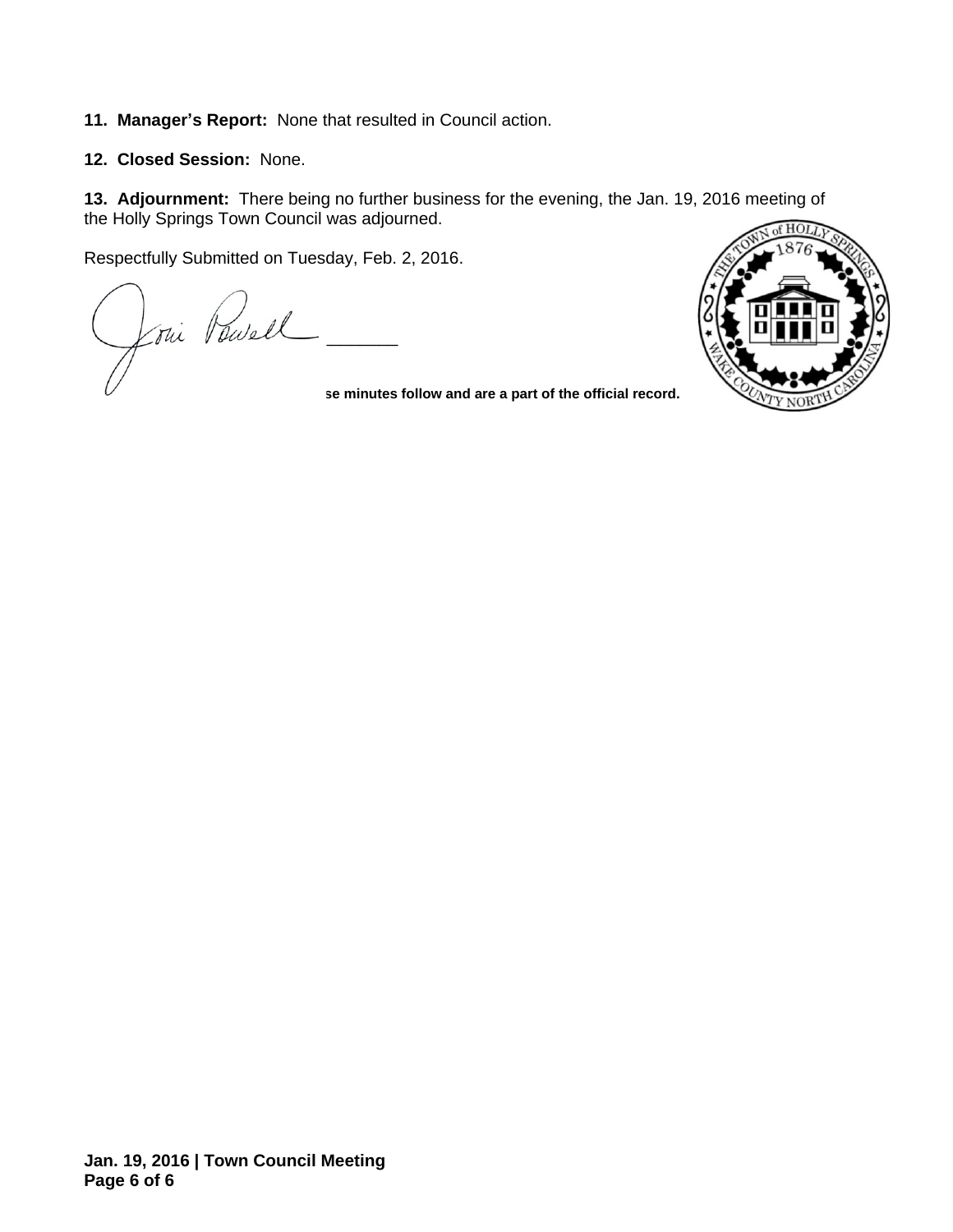**11. Manager's Report:** None that resulted in Council action.

**12. Closed Session:** None.

**13. Adjournment:** There being no further business for the evening, the Jan. 19, 2016 meeting of the Holly Springs Town Council was adjourned.

Respectfully Submitted on Tuesday, Feb. 2, 2016.

Joni Powell ______

**se minutes follow and are a part of the official record.**